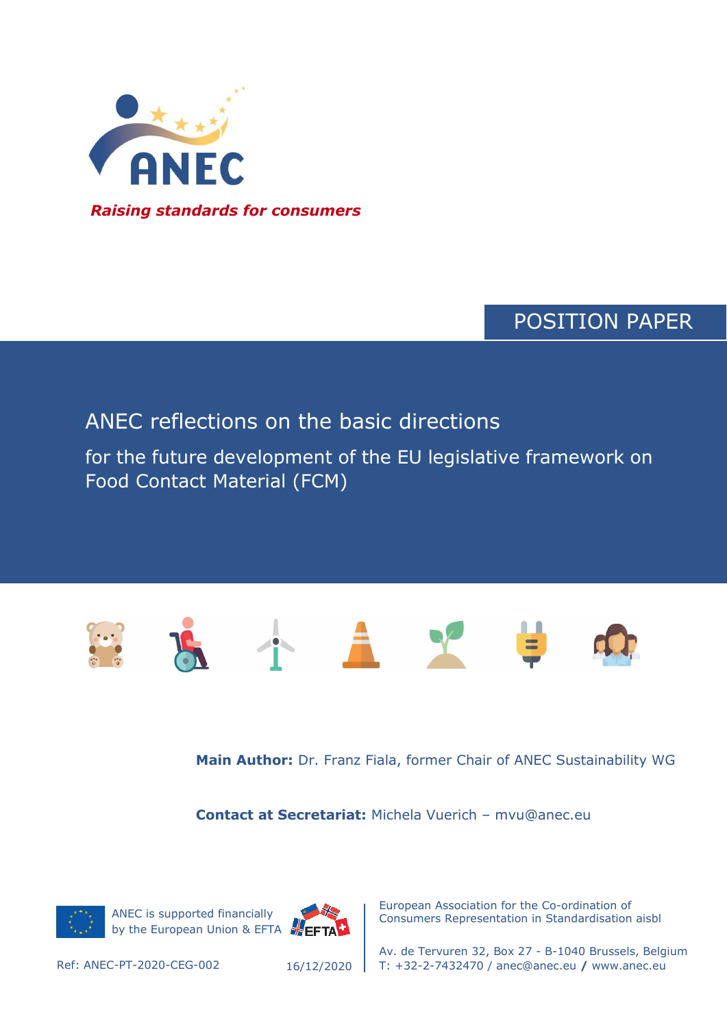ANEC

*Raising standards for consumers*

POSITION PAPER

# ANEC reflections on the basic directions

## for the future development of the EU legislative framework on Food Contact Material (FCM)

**Main Author:** Dr. Franz Fiala, former Chair of ANEC Sustainability WG

**Contact at Secretariat:** Michela Vuerich – mvu@anec.eu

ANEC is supported financially by the European Union & EFTA

European Association for the Co-ordination of Consumers Representation in Standardisation aisbl

Av. de Tervuren 32, Box 27 - B-1040 Brussels, Belgium
T: +32-2-7432470 / anec@anec.eu / www.anec.eu

Ref: ANEC-PT-2020-CEG-002

16/12/2020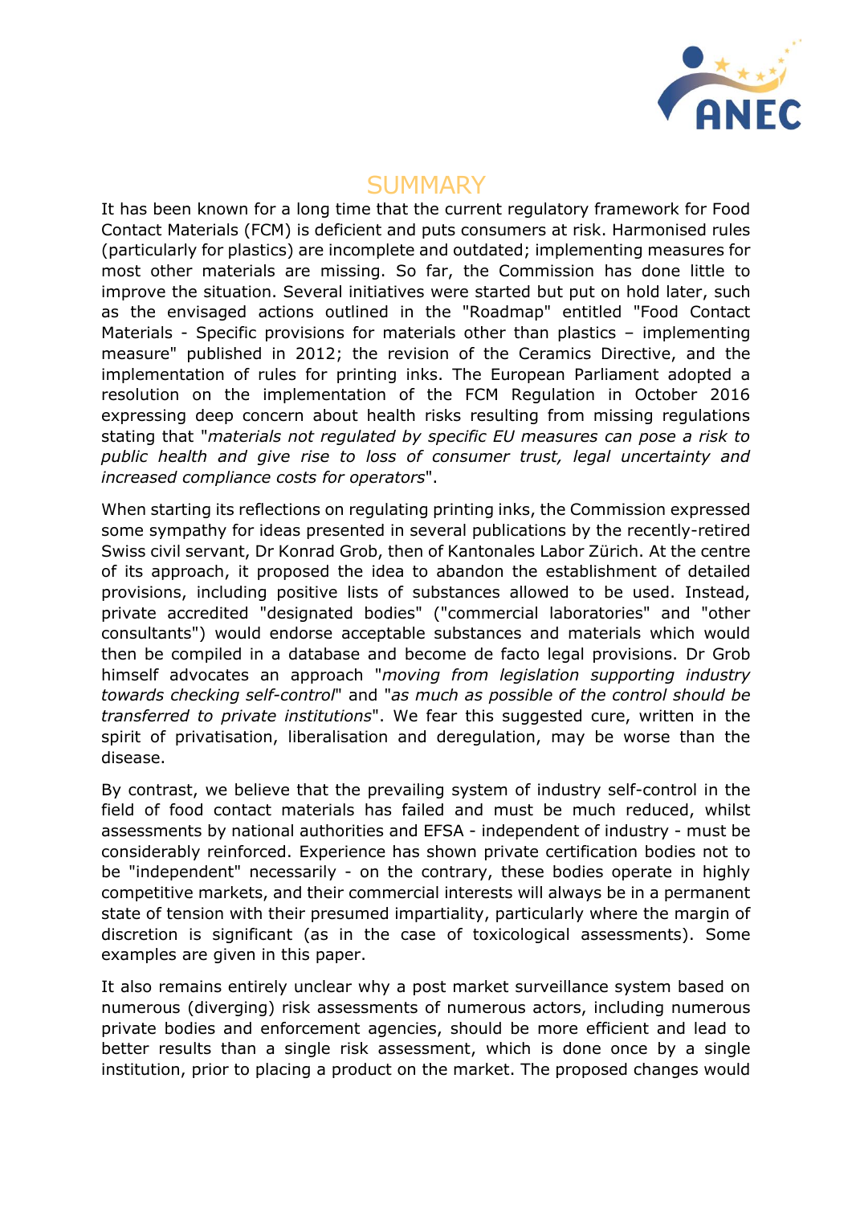# SUMMARY

It has been known for a long time that the current regulatory framework for Food Contact Materials (FCM) is deficient and puts consumers at risk. Harmonised rules (particularly for plastics) are incomplete and outdated; implementing measures for most other materials are missing. So far, the Commission has done little to improve the situation. Several initiatives were started but put on hold later, such as the envisaged actions outlined in the "Roadmap" entitled "Food Contact Materials - Specific provisions for materials other than plastics – implementing measure" published in 2012; the revision of the Ceramics Directive, and the implementation of rules for printing inks. The European Parliament adopted a resolution on the implementation of the FCM Regulation in October 2016 expressing deep concern about health risks resulting from missing regulations stating that "*materials not regulated by specific EU measures can pose a risk to public health and give rise to loss of consumer trust, legal uncertainty and increased compliance costs for operators*".

When starting its reflections on regulating printing inks, the Commission expressed some sympathy for ideas presented in several publications by the recently-retired Swiss civil servant, Dr Konrad Grob, then of Kantonales Labor Zürich. At the centre of its approach, it proposed the idea to abandon the establishment of detailed provisions, including positive lists of substances allowed to be used. Instead, private accredited "designated bodies" ("commercial laboratories" and "other consultants") would endorse acceptable substances and materials which would then be compiled in a database and become de facto legal provisions. Dr Grob himself advocates an approach "*moving from legislation supporting industry towards checking self-control*" and "*as much as possible of the control should be transferred to private institutions*". We fear this suggested cure, written in the spirit of privatisation, liberalisation and deregulation, may be worse than the disease.

By contrast, we believe that the prevailing system of industry self-control in the field of food contact materials has failed and must be much reduced, whilst assessments by national authorities and EFSA - independent of industry - must be considerably reinforced. Experience has shown private certification bodies not to be "independent" necessarily - on the contrary, these bodies operate in highly competitive markets, and their commercial interests will always be in a permanent state of tension with their presumed impartiality, particularly where the margin of discretion is significant (as in the case of toxicological assessments). Some examples are given in this paper.

It also remains entirely unclear why a post market surveillance system based on numerous (diverging) risk assessments of numerous actors, including numerous private bodies and enforcement agencies, should be more efficient and lead to better results than a single risk assessment, which is done once by a single institution, prior to placing a product on the market. The proposed changes would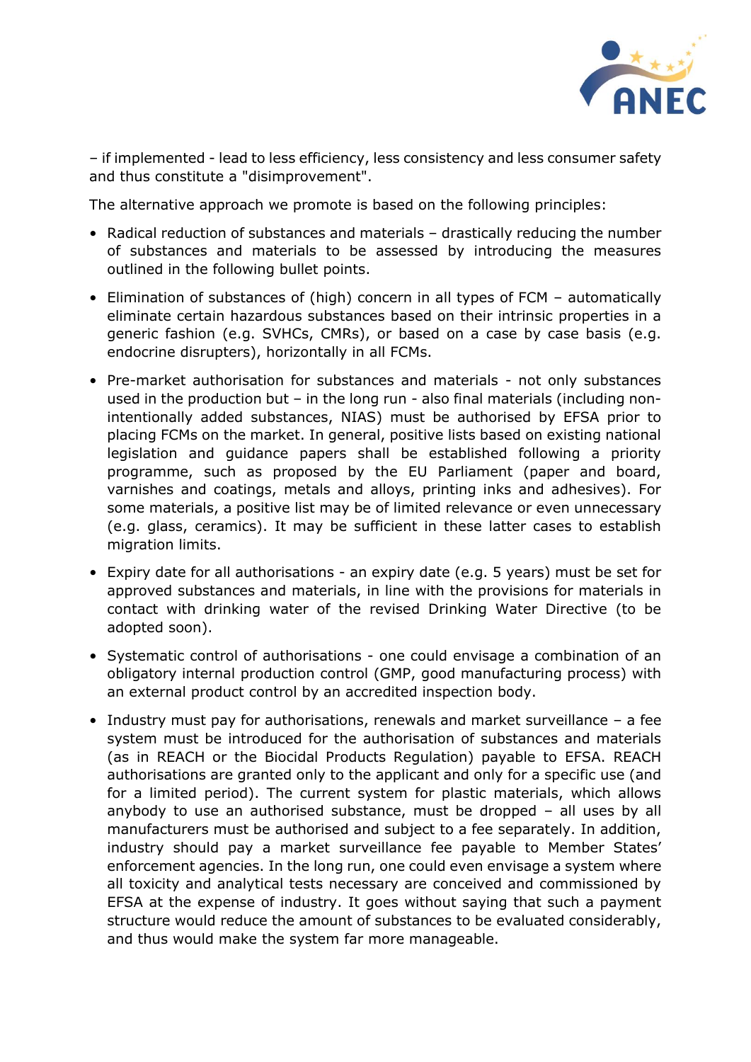– if implemented - lead to less efficiency, less consistency and less consumer safety and thus constitute a "disimprovement".

The alternative approach we promote is based on the following principles:

- Radical reduction of substances and materials – drastically reducing the number of substances and materials to be assessed by introducing the measures outlined in the following bullet points.
- Elimination of substances of (high) concern in all types of FCM – automatically eliminate certain hazardous substances based on their intrinsic properties in a generic fashion (e.g. SVHCs, CMRs), or based on a case by case basis (e.g. endocrine disrupters), horizontally in all FCMs.
- Pre-market authorisation for substances and materials - not only substances used in the production but – in the long run - also final materials (including non-intentionally added substances, NIAS) must be authorised by EFSA prior to placing FCMs on the market. In general, positive lists based on existing national legislation and guidance papers shall be established following a priority programme, such as proposed by the EU Parliament (paper and board, varnishes and coatings, metals and alloys, printing inks and adhesives). For some materials, a positive list may be of limited relevance or even unnecessary (e.g. glass, ceramics). It may be sufficient in these latter cases to establish migration limits.
- Expiry date for all authorisations - an expiry date (e.g. 5 years) must be set for approved substances and materials, in line with the provisions for materials in contact with drinking water of the revised Drinking Water Directive (to be adopted soon).
- Systematic control of authorisations - one could envisage a combination of an obligatory internal production control (GMP, good manufacturing process) with an external product control by an accredited inspection body.
- Industry must pay for authorisations, renewals and market surveillance – a fee system must be introduced for the authorisation of substances and materials (as in REACH or the Biocidal Products Regulation) payable to EFSA. REACH authorisations are granted only to the applicant and only for a specific use (and for a limited period). The current system for plastic materials, which allows anybody to use an authorised substance, must be dropped – all uses by all manufacturers must be authorised and subject to a fee separately. In addition, industry should pay a market surveillance fee payable to Member States' enforcement agencies. In the long run, one could even envisage a system where all toxicity and analytical tests necessary are conceived and commissioned by EFSA at the expense of industry. It goes without saying that such a payment structure would reduce the amount of substances to be evaluated considerably, and thus would make the system far more manageable.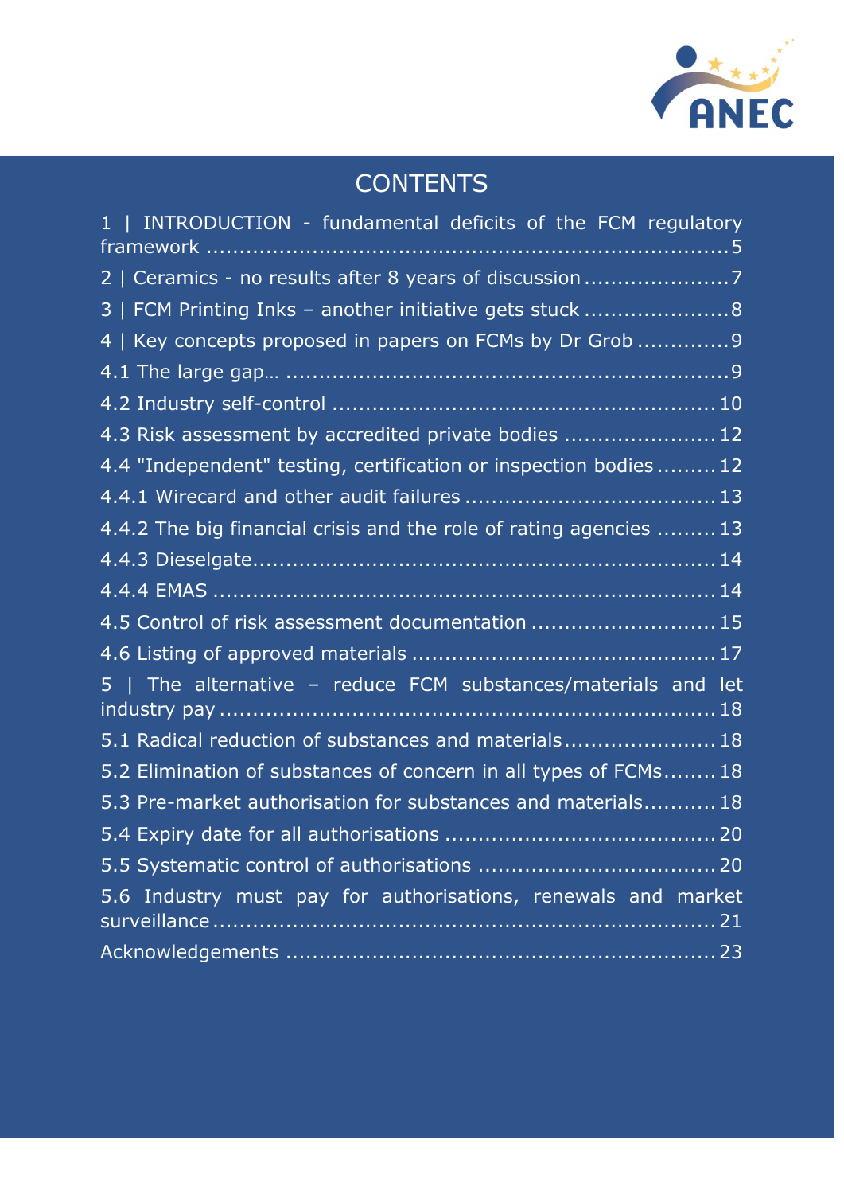# CONTENTS

1 | INTRODUCTION - fundamental deficits of the FCM regulatory framework ....................................................................... 5

2 | Ceramics - no results after 8 years of discussion ..................... 7

3 | FCM Printing Inks – another initiative gets stuck ...................... 8

4 | Key concepts proposed in papers on FCMs by Dr Grob ............. 9

4.1 The large gap… ................................................................ 9

4.2 Industry self-control ........................................................ 10

4.3 Risk assessment by accredited private bodies ....................... 12

4.4 "Independent" testing, certification or inspection bodies ......... 12

4.4.1 Wirecard and other audit failures ..................................... 13

4.4.2 The big financial crisis and the role of rating agencies ......... 13

4.4.3 Dieselgate.................................................................... 14

4.4.4 EMAS ......................................................................... 14

4.5 Control of risk assessment documentation ............................ 15

4.6 Listing of approved materials ............................................. 17

5 | The alternative – reduce FCM substances/materials and let industry pay ......................................................................... 18

5.1 Radical reduction of substances and materials....................... 18

5.2 Elimination of substances of concern in all types of FCMs........ 18

5.3 Pre-market authorisation for substances and materials........... 18

5.4 Expiry date for all authorisations ........................................ 20

5.5 Systematic control of authorisations .................................... 20

5.6 Industry must pay for authorisations, renewals and market surveillance ......................................................................... 21

Acknowledgements ............................................................... 23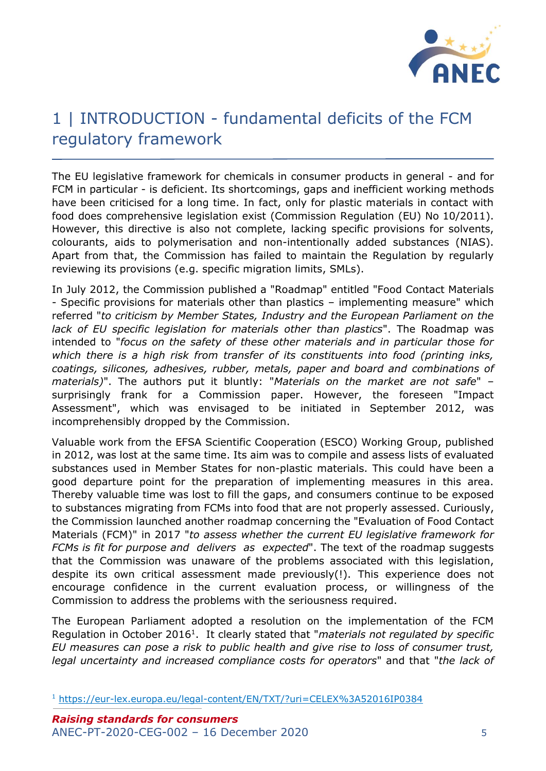# 1 | INTRODUCTION - fundamental deficits of the FCM regulatory framework

The EU legislative framework for chemicals in consumer products in general - and for FCM in particular - is deficient. Its shortcomings, gaps and inefficient working methods have been criticised for a long time. In fact, only for plastic materials in contact with food does comprehensive legislation exist (Commission Regulation (EU) No 10/2011). However, this directive is also not complete, lacking specific provisions for solvents, colourants, aids to polymerisation and non-intentionally added substances (NIAS). Apart from that, the Commission has failed to maintain the Regulation by regularly reviewing its provisions (e.g. specific migration limits, SMLs).

In July 2012, the Commission published a "Roadmap" entitled "Food Contact Materials - Specific provisions for materials other than plastics – implementing measure" which referred "*to criticism by Member States, Industry and the European Parliament on the lack of EU specific legislation for materials other than plastics*". The Roadmap was intended to "*focus on the safety of these other materials and in particular those for which there is a high risk from transfer of its constituents into food (printing inks, coatings, silicones, adhesives, rubber, metals, paper and board and combinations of materials)*". The authors put it bluntly: "*Materials on the market are not safe*" – surprisingly frank for a Commission paper. However, the foreseen "Impact Assessment", which was envisaged to be initiated in September 2012, was incomprehensibly dropped by the Commission.

Valuable work from the EFSA Scientific Cooperation (ESCO) Working Group, published in 2012, was lost at the same time. Its aim was to compile and assess lists of evaluated substances used in Member States for non-plastic materials. This could have been a good departure point for the preparation of implementing measures in this area. Thereby valuable time was lost to fill the gaps, and consumers continue to be exposed to substances migrating from FCMs into food that are not properly assessed. Curiously, the Commission launched another roadmap concerning the "Evaluation of Food Contact Materials (FCM)" in 2017 "*to assess whether the current EU legislative framework for FCMs is fit for purpose and delivers as expected*". The text of the roadmap suggests that the Commission was unaware of the problems associated with this legislation, despite its own critical assessment made previously(!). This experience does not encourage confidence in the current evaluation process, or willingness of the Commission to address the problems with the seriousness required.

The European Parliament adopted a resolution on the implementation of the FCM Regulation in October 2016[1]. It clearly stated that "*materials not regulated by specific EU measures can pose a risk to public health and give rise to loss of consumer trust, legal uncertainty and increased compliance costs for operators*" and that "*the lack of*

[1] https://eur-lex.europa.eu/legal-content/EN/TXT/?uri=CELEX%3A52016IP0384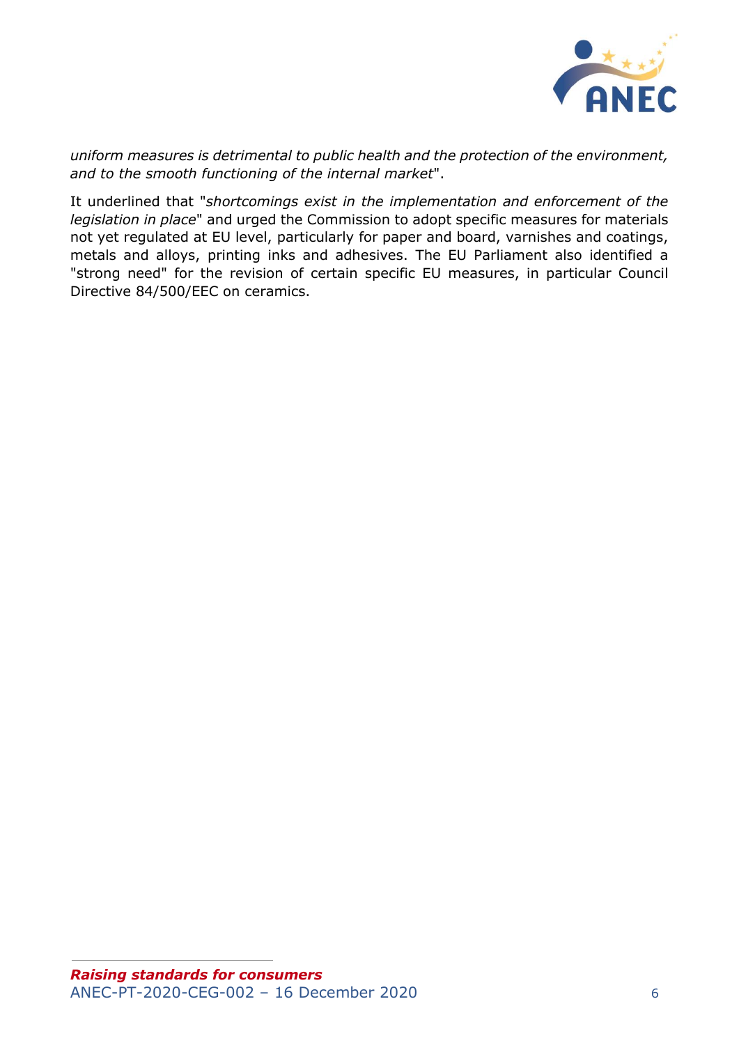*uniform measures is detrimental to public health and the protection of the environment, and to the smooth functioning of the internal market*".

It underlined that "*shortcomings exist in the implementation and enforcement of the legislation in place*" and urged the Commission to adopt specific measures for materials not yet regulated at EU level, particularly for paper and board, varnishes and coatings, metals and alloys, printing inks and adhesives. The EU Parliament also identified a "strong need" for the revision of certain specific EU measures, in particular Council Directive 84/500/EEC on ceramics.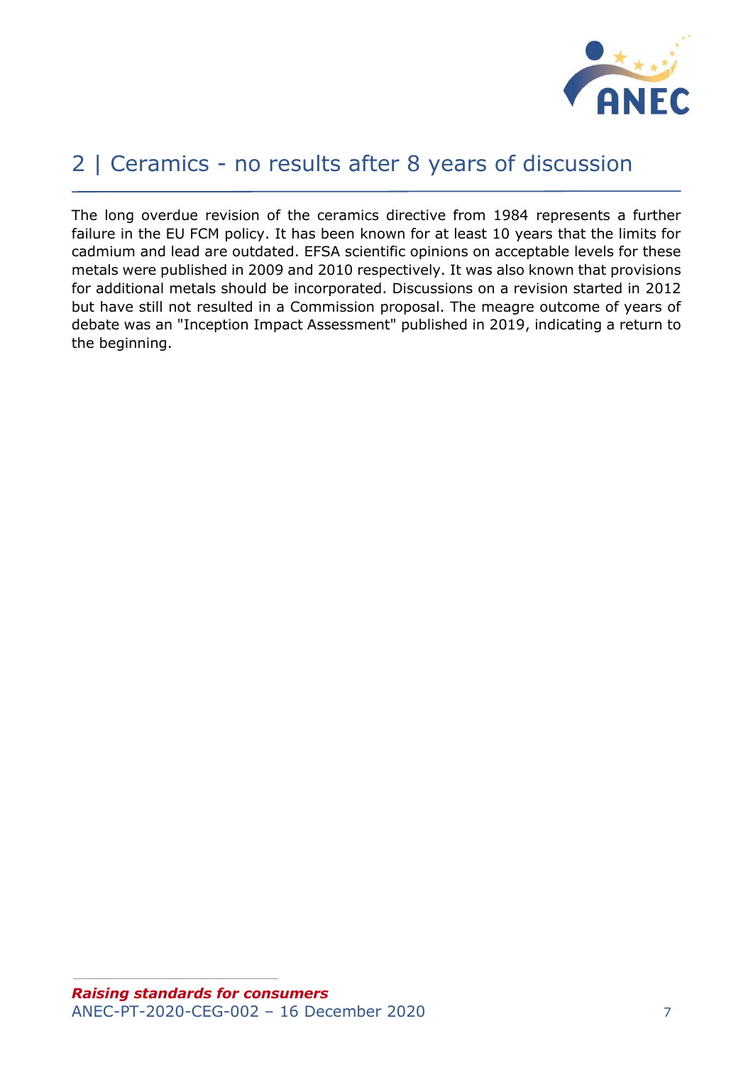## 2 | Ceramics - no results after 8 years of discussion

The long overdue revision of the ceramics directive from 1984 represents a further failure in the EU FCM policy. It has been known for at least 10 years that the limits for cadmium and lead are outdated. EFSA scientific opinions on acceptable levels for these metals were published in 2009 and 2010 respectively. It was also known that provisions for additional metals should be incorporated. Discussions on a revision started in 2012 but have still not resulted in a Commission proposal. The meagre outcome of years of debate was an "Inception Impact Assessment" published in 2019, indicating a return to the beginning.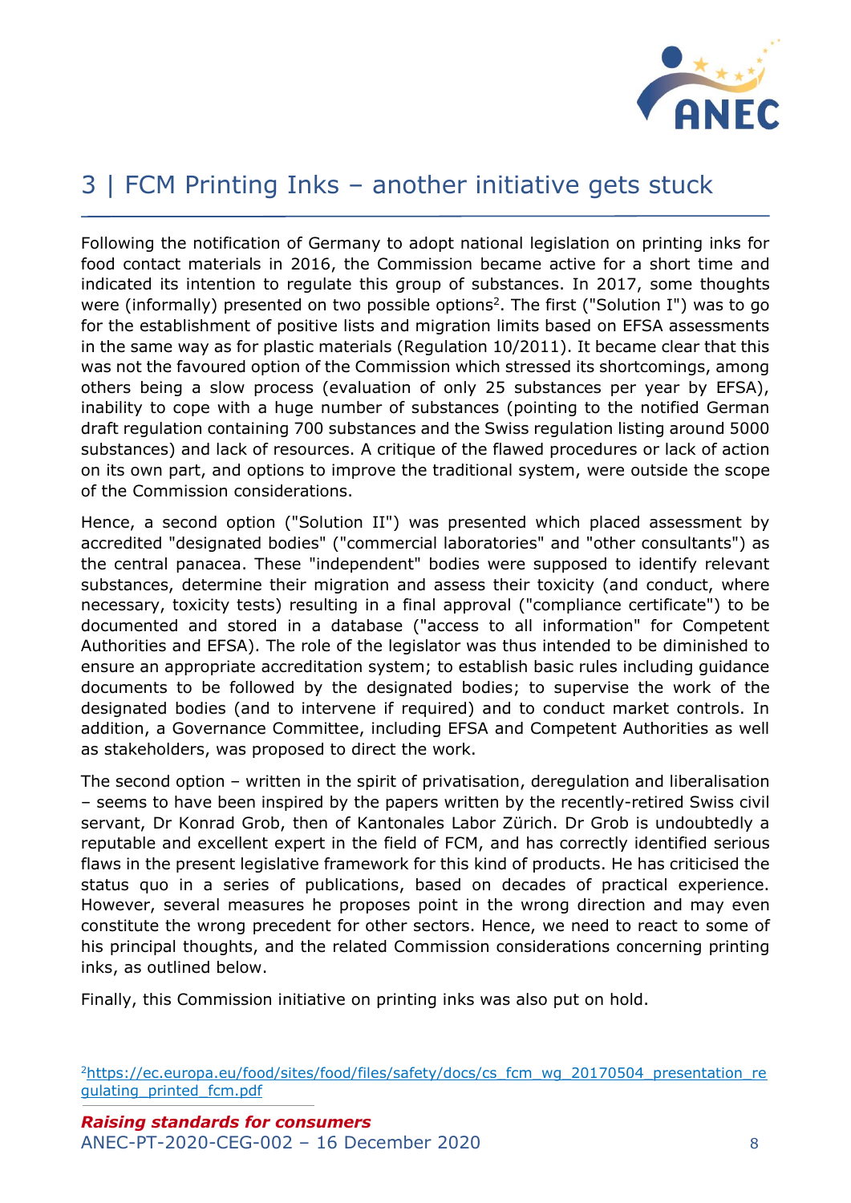## 3 | FCM Printing Inks – another initiative gets stuck

Following the notification of Germany to adopt national legislation on printing inks for food contact materials in 2016, the Commission became active for a short time and indicated its intention to regulate this group of substances. In 2017, some thoughts were (informally) presented on two possible options[2]. The first ("Solution I") was to go for the establishment of positive lists and migration limits based on EFSA assessments in the same way as for plastic materials (Regulation 10/2011). It became clear that this was not the favoured option of the Commission which stressed its shortcomings, among others being a slow process (evaluation of only 25 substances per year by EFSA), inability to cope with a huge number of substances (pointing to the notified German draft regulation containing 700 substances and the Swiss regulation listing around 5000 substances) and lack of resources. A critique of the flawed procedures or lack of action on its own part, and options to improve the traditional system, were outside the scope of the Commission considerations.

Hence, a second option ("Solution II") was presented which placed assessment by accredited "designated bodies" ("commercial laboratories" and "other consultants") as the central panacea. These "independent" bodies were supposed to identify relevant substances, determine their migration and assess their toxicity (and conduct, where necessary, toxicity tests) resulting in a final approval ("compliance certificate") to be documented and stored in a database ("access to all information" for Competent Authorities and EFSA). The role of the legislator was thus intended to be diminished to ensure an appropriate accreditation system; to establish basic rules including guidance documents to be followed by the designated bodies; to supervise the work of the designated bodies (and to intervene if required) and to conduct market controls. In addition, a Governance Committee, including EFSA and Competent Authorities as well as stakeholders, was proposed to direct the work.

The second option – written in the spirit of privatisation, deregulation and liberalisation – seems to have been inspired by the papers written by the recently-retired Swiss civil servant, Dr Konrad Grob, then of Kantonales Labor Zürich. Dr Grob is undoubtedly a reputable and excellent expert in the field of FCM, and has correctly identified serious flaws in the present legislative framework for this kind of products. He has criticised the status quo in a series of publications, based on decades of practical experience. However, several measures he proposes point in the wrong direction and may even constitute the wrong precedent for other sectors. Hence, we need to react to some of his principal thoughts, and the related Commission considerations concerning printing inks, as outlined below.

Finally, this Commission initiative on printing inks was also put on hold.

[2] https://ec.europa.eu/food/sites/food/files/safety/docs/cs_fcm_wg_20170504_presentation_regulating_printed_fcm.pdf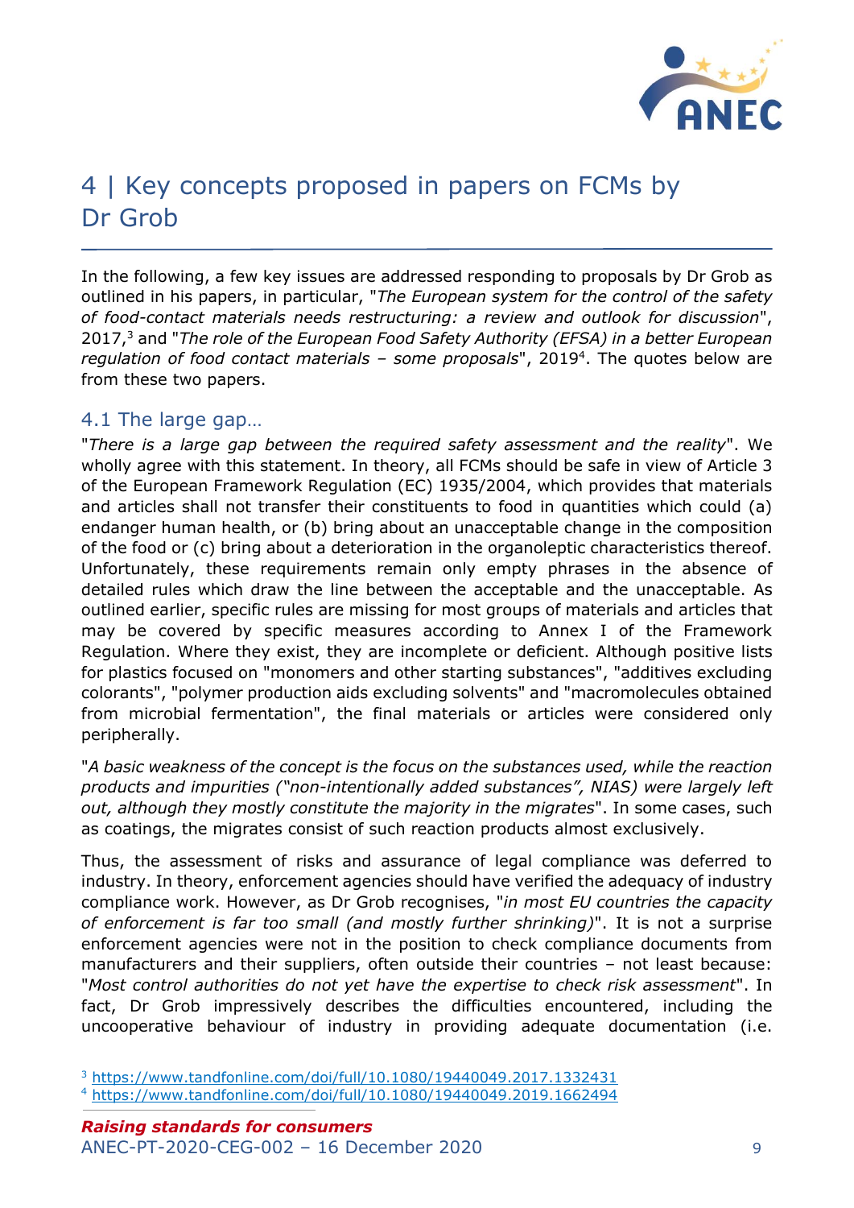# 4 | Key concepts proposed in papers on FCMs by Dr Grob

In the following, a few key issues are addressed responding to proposals by Dr Grob as outlined in his papers, in particular, "*The European system for the control of the safety of food-contact materials needs restructuring: a review and outlook for discussion*", 2017,[3] and "*The role of the European Food Safety Authority (EFSA) in a better European regulation of food contact materials – some proposals*", 2019[4]. The quotes below are from these two papers.

## 4.1 The large gap…

"*There is a large gap between the required safety assessment and the reality*". We wholly agree with this statement. In theory, all FCMs should be safe in view of Article 3 of the European Framework Regulation (EC) 1935/2004, which provides that materials and articles shall not transfer their constituents to food in quantities which could (a) endanger human health, or (b) bring about an unacceptable change in the composition of the food or (c) bring about a deterioration in the organoleptic characteristics thereof. Unfortunately, these requirements remain only empty phrases in the absence of detailed rules which draw the line between the acceptable and the unacceptable. As outlined earlier, specific rules are missing for most groups of materials and articles that may be covered by specific measures according to Annex I of the Framework Regulation. Where they exist, they are incomplete or deficient. Although positive lists for plastics focused on "monomers and other starting substances", "additives excluding colorants", "polymer production aids excluding solvents" and "macromolecules obtained from microbial fermentation", the final materials or articles were considered only peripherally.

"*A basic weakness of the concept is the focus on the substances used, while the reaction products and impurities ("non-intentionally added substances", NIAS) were largely left out, although they mostly constitute the majority in the migrates*". In some cases, such as coatings, the migrates consist of such reaction products almost exclusively.

Thus, the assessment of risks and assurance of legal compliance was deferred to industry. In theory, enforcement agencies should have verified the adequacy of industry compliance work. However, as Dr Grob recognises, "*in most EU countries the capacity of enforcement is far too small (and mostly further shrinking)*". It is not a surprise enforcement agencies were not in the position to check compliance documents from manufacturers and their suppliers, often outside their countries – not least because: "*Most control authorities do not yet have the expertise to check risk assessment*". In fact, Dr Grob impressively describes the difficulties encountered, including the uncooperative behaviour of industry in providing adequate documentation (i.e.

[3] https://www.tandfonline.com/doi/full/10.1080/19440049.2017.1332431

[4] https://www.tandfonline.com/doi/full/10.1080/19440049.2019.1662494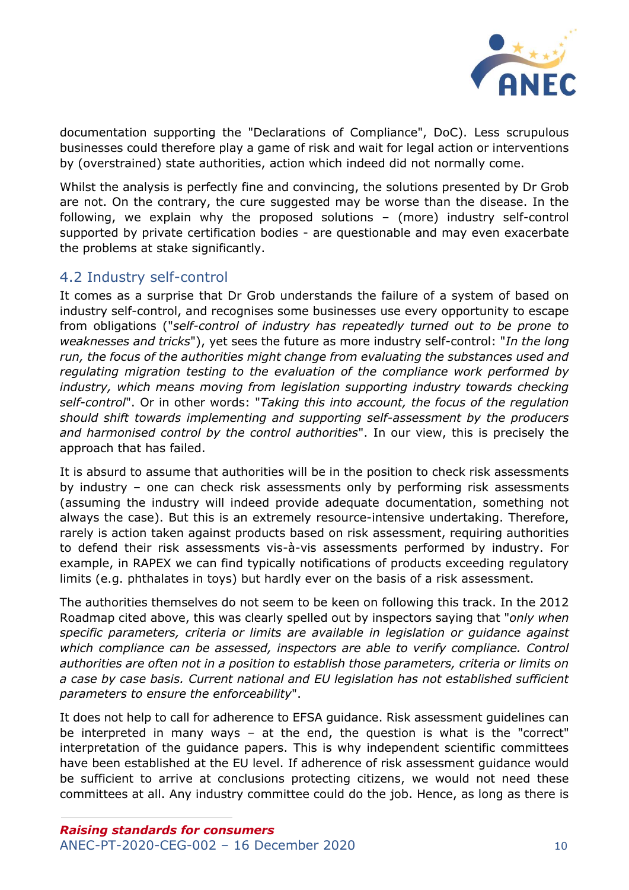documentation supporting the "Declarations of Compliance", DoC). Less scrupulous businesses could therefore play a game of risk and wait for legal action or interventions by (overstrained) state authorities, action which indeed did not normally come.

Whilst the analysis is perfectly fine and convincing, the solutions presented by Dr Grob are not. On the contrary, the cure suggested may be worse than the disease. In the following, we explain why the proposed solutions – (more) industry self-control supported by private certification bodies - are questionable and may even exacerbate the problems at stake significantly.

## 4.2 Industry self-control

It comes as a surprise that Dr Grob understands the failure of a system of based on industry self-control, and recognises some businesses use every opportunity to escape from obligations ("*self-control of industry has repeatedly turned out to be prone to weaknesses and tricks*"), yet sees the future as more industry self-control: "*In the long run, the focus of the authorities might change from evaluating the substances used and regulating migration testing to the evaluation of the compliance work performed by industry, which means moving from legislation supporting industry towards checking self-control*". Or in other words: "*Taking this into account, the focus of the regulation should shift towards implementing and supporting self-assessment by the producers and harmonised control by the control authorities*". In our view, this is precisely the approach that has failed.

It is absurd to assume that authorities will be in the position to check risk assessments by industry – one can check risk assessments only by performing risk assessments (assuming the industry will indeed provide adequate documentation, something not always the case). But this is an extremely resource-intensive undertaking. Therefore, rarely is action taken against products based on risk assessment, requiring authorities to defend their risk assessments vis-à-vis assessments performed by industry. For example, in RAPEX we can find typically notifications of products exceeding regulatory limits (e.g. phthalates in toys) but hardly ever on the basis of a risk assessment.

The authorities themselves do not seem to be keen on following this track. In the 2012 Roadmap cited above, this was clearly spelled out by inspectors saying that "*only when specific parameters, criteria or limits are available in legislation or guidance against which compliance can be assessed, inspectors are able to verify compliance. Control authorities are often not in a position to establish those parameters, criteria or limits on a case by case basis. Current national and EU legislation has not established sufficient parameters to ensure the enforceability*".

It does not help to call for adherence to EFSA guidance. Risk assessment guidelines can be interpreted in many ways – at the end, the question is what is the "correct" interpretation of the guidance papers. This is why independent scientific committees have been established at the EU level. If adherence of risk assessment guidance would be sufficient to arrive at conclusions protecting citizens, we would not need these committees at all. Any industry committee could do the job. Hence, as long as there is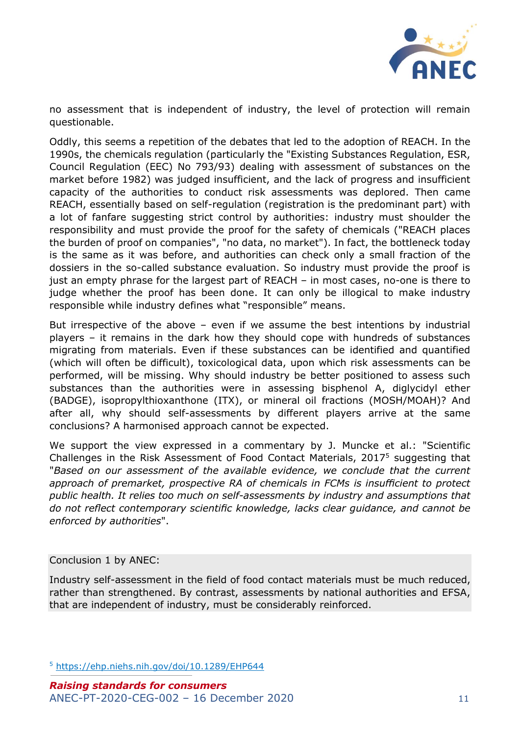no assessment that is independent of industry, the level of protection will remain questionable.

Oddly, this seems a repetition of the debates that led to the adoption of REACH. In the 1990s, the chemicals regulation (particularly the "Existing Substances Regulation, ESR, Council Regulation (EEC) No 793/93) dealing with assessment of substances on the market before 1982) was judged insufficient, and the lack of progress and insufficient capacity of the authorities to conduct risk assessments was deplored. Then came REACH, essentially based on self-regulation (registration is the predominant part) with a lot of fanfare suggesting strict control by authorities: industry must shoulder the responsibility and must provide the proof for the safety of chemicals ("REACH places the burden of proof on companies", "no data, no market"). In fact, the bottleneck today is the same as it was before, and authorities can check only a small fraction of the dossiers in the so-called substance evaluation. So industry must provide the proof is just an empty phrase for the largest part of REACH – in most cases, no-one is there to judge whether the proof has been done. It can only be illogical to make industry responsible while industry defines what "responsible" means.

But irrespective of the above – even if we assume the best intentions by industrial players – it remains in the dark how they should cope with hundreds of substances migrating from materials. Even if these substances can be identified and quantified (which will often be difficult), toxicological data, upon which risk assessments can be performed, will be missing. Why should industry be better positioned to assess such substances than the authorities were in assessing bisphenol A, diglycidyl ether (BADGE), isopropylthioxanthone (ITX), or mineral oil fractions (MOSH/MOAH)? And after all, why should self-assessments by different players arrive at the same conclusions? A harmonised approach cannot be expected.

We support the view expressed in a commentary by J. Muncke et al.: "Scientific Challenges in the Risk Assessment of Food Contact Materials, 2017[5] suggesting that "*Based on our assessment of the available evidence, we conclude that the current approach of premarket, prospective RA of chemicals in FCMs is insufficient to protect public health. It relies too much on self-assessments by industry and assumptions that do not reflect contemporary scientific knowledge, lacks clear guidance, and cannot be enforced by authorities*".

Conclusion 1 by ANEC:

Industry self-assessment in the field of food contact materials must be much reduced, rather than strengthened. By contrast, assessments by national authorities and EFSA, that are independent of industry, must be considerably reinforced.

[5] https://ehp.niehs.nih.gov/doi/10.1289/EHP644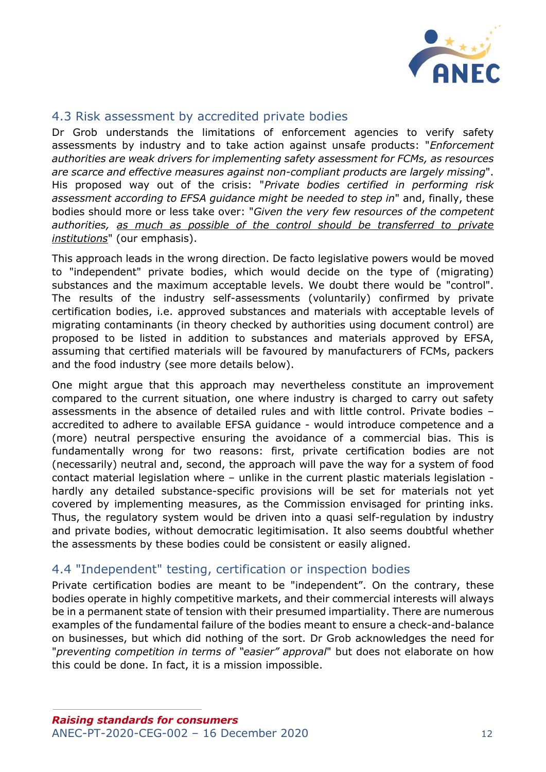## 4.3 Risk assessment by accredited private bodies

Dr Grob understands the limitations of enforcement agencies to verify safety assessments by industry and to take action against unsafe products: "*Enforcement authorities are weak drivers for implementing safety assessment for FCMs, as resources are scarce and effective measures against non-compliant products are largely missing*". His proposed way out of the crisis: "*Private bodies certified in performing risk assessment according to EFSA guidance might be needed to step in*" and, finally, these bodies should more or less take over: "*Given the very few resources of the competent authorities, <u>as much as possible of the control should be transferred to private institutions</u>*" (our emphasis).

This approach leads in the wrong direction. De facto legislative powers would be moved to "independent" private bodies, which would decide on the type of (migrating) substances and the maximum acceptable levels. We doubt there would be "control". The results of the industry self-assessments (voluntarily) confirmed by private certification bodies, i.e. approved substances and materials with acceptable levels of migrating contaminants (in theory checked by authorities using document control) are proposed to be listed in addition to substances and materials approved by EFSA, assuming that certified materials will be favoured by manufacturers of FCMs, packers and the food industry (see more details below).

One might argue that this approach may nevertheless constitute an improvement compared to the current situation, one where industry is charged to carry out safety assessments in the absence of detailed rules and with little control. Private bodies – accredited to adhere to available EFSA guidance - would introduce competence and a (more) neutral perspective ensuring the avoidance of a commercial bias. This is fundamentally wrong for two reasons: first, private certification bodies are not (necessarily) neutral and, second, the approach will pave the way for a system of food contact material legislation where – unlike in the current plastic materials legislation - hardly any detailed substance-specific provisions will be set for materials not yet covered by implementing measures, as the Commission envisaged for printing inks. Thus, the regulatory system would be driven into a quasi self-regulation by industry and private bodies, without democratic legitimisation. It also seems doubtful whether the assessments by these bodies could be consistent or easily aligned.

## 4.4 "Independent" testing, certification or inspection bodies

Private certification bodies are meant to be "independent". On the contrary, these bodies operate in highly competitive markets, and their commercial interests will always be in a permanent state of tension with their presumed impartiality. There are numerous examples of the fundamental failure of the bodies meant to ensure a check-and-balance on businesses, but which did nothing of the sort. Dr Grob acknowledges the need for "*preventing competition in terms of "easier" approval*" but does not elaborate on how this could be done. In fact, it is a mission impossible.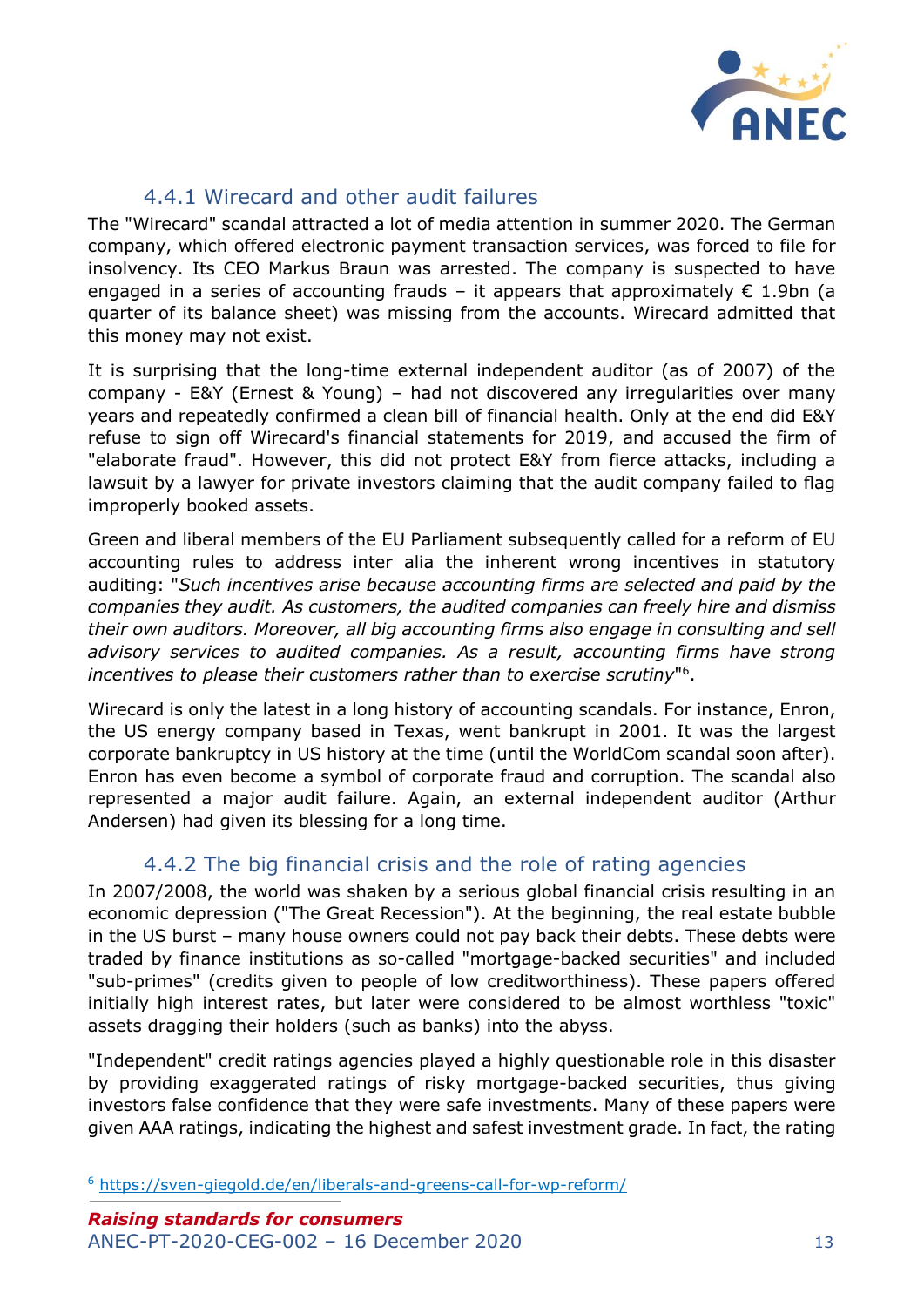### 4.4.1 Wirecard and other audit failures

The "Wirecard" scandal attracted a lot of media attention in summer 2020. The German company, which offered electronic payment transaction services, was forced to file for insolvency. Its CEO Markus Braun was arrested. The company is suspected to have engaged in a series of accounting frauds – it appears that approximately € 1.9bn (a quarter of its balance sheet) was missing from the accounts. Wirecard admitted that this money may not exist.

It is surprising that the long-time external independent auditor (as of 2007) of the company - E&Y (Ernest & Young) – had not discovered any irregularities over many years and repeatedly confirmed a clean bill of financial health. Only at the end did E&Y refuse to sign off Wirecard's financial statements for 2019, and accused the firm of "elaborate fraud". However, this did not protect E&Y from fierce attacks, including a lawsuit by a lawyer for private investors claiming that the audit company failed to flag improperly booked assets.

Green and liberal members of the EU Parliament subsequently called for a reform of EU accounting rules to address inter alia the inherent wrong incentives in statutory auditing: "*Such incentives arise because accounting firms are selected and paid by the companies they audit. As customers, the audited companies can freely hire and dismiss their own auditors. Moreover, all big accounting firms also engage in consulting and sell advisory services to audited companies. As a result, accounting firms have strong incentives to please their customers rather than to exercise scrutiny*"[6].

Wirecard is only the latest in a long history of accounting scandals. For instance, Enron, the US energy company based in Texas, went bankrupt in 2001. It was the largest corporate bankruptcy in US history at the time (until the WorldCom scandal soon after). Enron has even become a symbol of corporate fraud and corruption. The scandal also represented a major audit failure. Again, an external independent auditor (Arthur Andersen) had given its blessing for a long time.

### 4.4.2 The big financial crisis and the role of rating agencies

In 2007/2008, the world was shaken by a serious global financial crisis resulting in an economic depression ("The Great Recession"). At the beginning, the real estate bubble in the US burst – many house owners could not pay back their debts. These debts were traded by finance institutions as so-called "mortgage-backed securities" and included "sub-primes" (credits given to people of low creditworthiness). These papers offered initially high interest rates, but later were considered to be almost worthless "toxic" assets dragging their holders (such as banks) into the abyss.

"Independent" credit ratings agencies played a highly questionable role in this disaster by providing exaggerated ratings of risky mortgage-backed securities, thus giving investors false confidence that they were safe investments. Many of these papers were given AAA ratings, indicating the highest and safest investment grade. In fact, the rating

[6] https://sven-giegold.de/en/liberals-and-greens-call-for-wp-reform/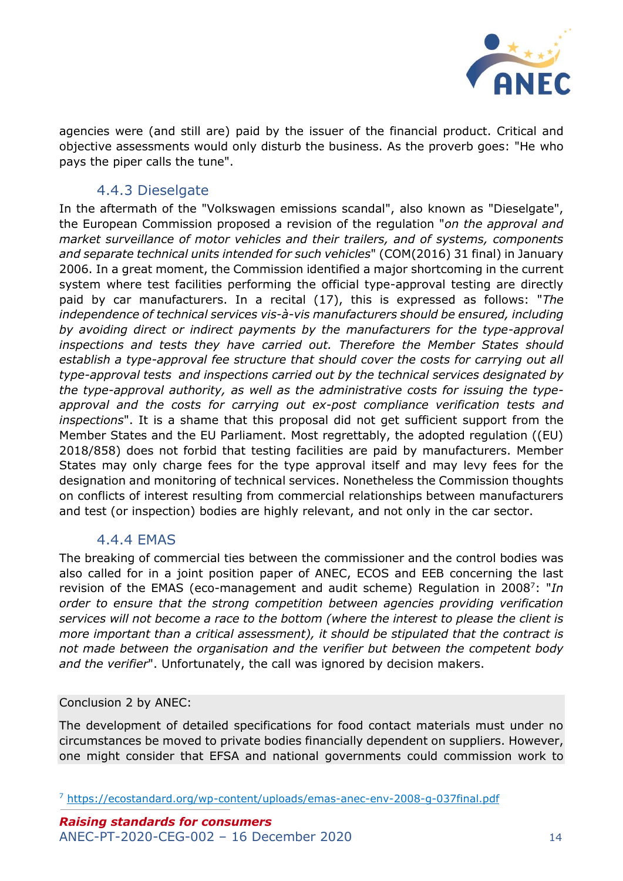agencies were (and still are) paid by the issuer of the financial product. Critical and objective assessments would only disturb the business. As the proverb goes: "He who pays the piper calls the tune".

### 4.4.3 Dieselgate

In the aftermath of the "Volkswagen emissions scandal", also known as "Dieselgate", the European Commission proposed a revision of the regulation "*on the approval and market surveillance of motor vehicles and their trailers, and of systems, components and separate technical units intended for such vehicles*" (COM(2016) 31 final) in January 2006. In a great moment, the Commission identified a major shortcoming in the current system where test facilities performing the official type-approval testing are directly paid by car manufacturers. In a recital (17), this is expressed as follows: "*The independence of technical services vis-à-vis manufacturers should be ensured, including by avoiding direct or indirect payments by the manufacturers for the type-approval inspections and tests they have carried out. Therefore the Member States should establish a type-approval fee structure that should cover the costs for carrying out all type-approval tests and inspections carried out by the technical services designated by the type-approval authority, as well as the administrative costs for issuing the type-approval and the costs for carrying out ex-post compliance verification tests and inspections*". It is a shame that this proposal did not get sufficient support from the Member States and the EU Parliament. Most regrettably, the adopted regulation ((EU) 2018/858) does not forbid that testing facilities are paid by manufacturers. Member States may only charge fees for the type approval itself and may levy fees for the designation and monitoring of technical services. Nonetheless the Commission thoughts on conflicts of interest resulting from commercial relationships between manufacturers and test (or inspection) bodies are highly relevant, and not only in the car sector.

### 4.4.4 EMAS

The breaking of commercial ties between the commissioner and the control bodies was also called for in a joint position paper of ANEC, ECOS and EEB concerning the last revision of the EMAS (eco-management and audit scheme) Regulation in 2008[7]: "*In order to ensure that the strong competition between agencies providing verification services will not become a race to the bottom (where the interest to please the client is more important than a critical assessment), it should be stipulated that the contract is not made between the organisation and the verifier but between the competent body and the verifier*". Unfortunately, the call was ignored by decision makers.

Conclusion 2 by ANEC:

The development of detailed specifications for food contact materials must under no circumstances be moved to private bodies financially dependent on suppliers. However, one might consider that EFSA and national governments could commission work to

[7] https://ecostandard.org/wp-content/uploads/emas-anec-env-2008-g-037final.pdf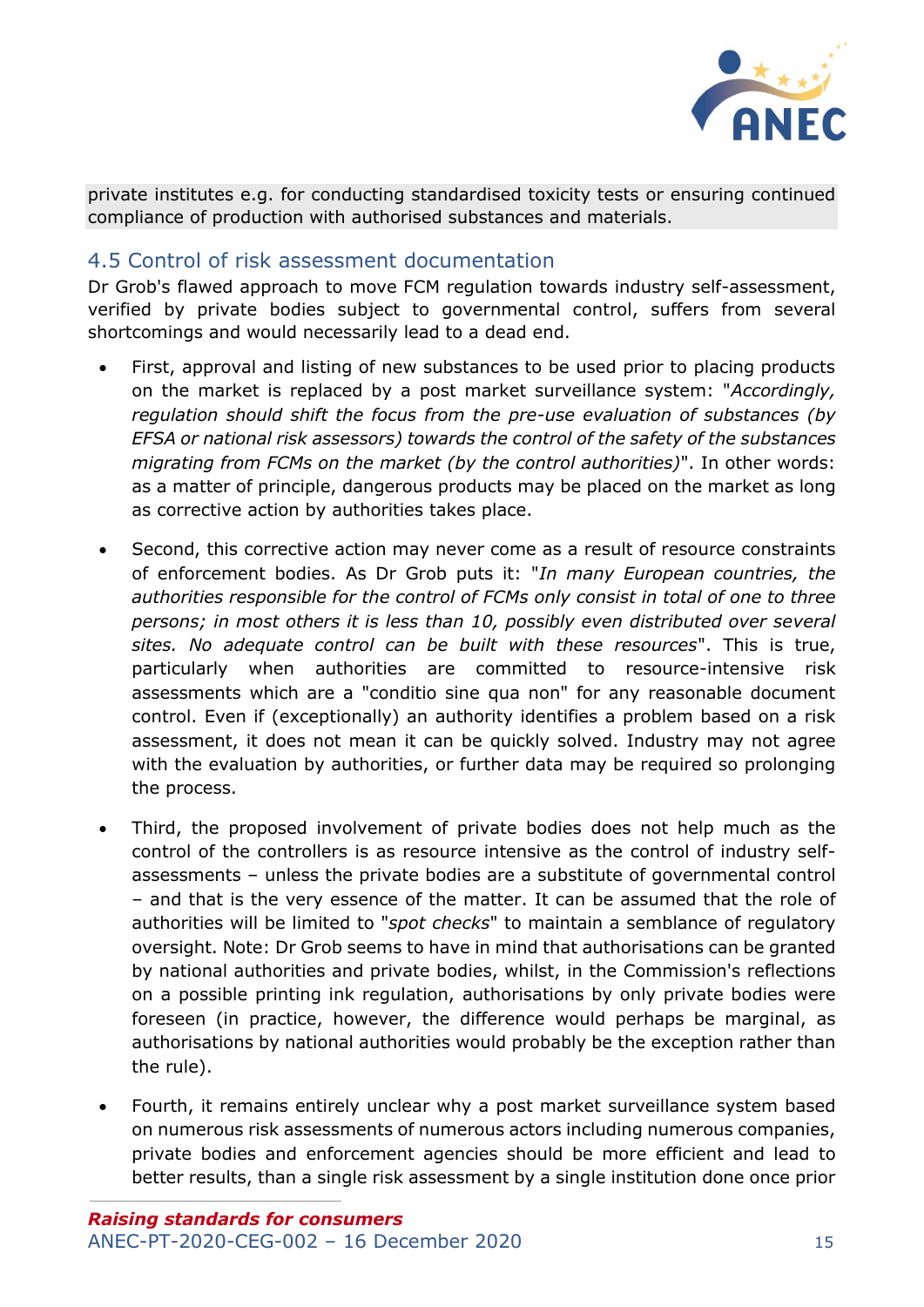private institutes e.g. for conducting standardised toxicity tests or ensuring continued compliance of production with authorised substances and materials.

## 4.5 Control of risk assessment documentation

Dr Grob's flawed approach to move FCM regulation towards industry self-assessment, verified by private bodies subject to governmental control, suffers from several shortcomings and would necessarily lead to a dead end.

- First, approval and listing of new substances to be used prior to placing products on the market is replaced by a post market surveillance system: "*Accordingly, regulation should shift the focus from the pre-use evaluation of substances (by EFSA or national risk assessors) towards the control of the safety of the substances migrating from FCMs on the market (by the control authorities)*". In other words: as a matter of principle, dangerous products may be placed on the market as long as corrective action by authorities takes place.

- Second, this corrective action may never come as a result of resource constraints of enforcement bodies. As Dr Grob puts it: "*In many European countries, the authorities responsible for the control of FCMs only consist in total of one to three persons; in most others it is less than 10, possibly even distributed over several sites. No adequate control can be built with these resources*". This is true, particularly when authorities are committed to resource-intensive risk assessments which are a "conditio sine qua non" for any reasonable document control. Even if (exceptionally) an authority identifies a problem based on a risk assessment, it does not mean it can be quickly solved. Industry may not agree with the evaluation by authorities, or further data may be required so prolonging the process.

- Third, the proposed involvement of private bodies does not help much as the control of the controllers is as resource intensive as the control of industry self-assessments – unless the private bodies are a substitute of governmental control – and that is the very essence of the matter. It can be assumed that the role of authorities will be limited to "*spot checks*" to maintain a semblance of regulatory oversight. Note: Dr Grob seems to have in mind that authorisations can be granted by national authorities and private bodies, whilst, in the Commission's reflections on a possible printing ink regulation, authorisations by only private bodies were foreseen (in practice, however, the difference would perhaps be marginal, as authorisations by national authorities would probably be the exception rather than the rule).

- Fourth, it remains entirely unclear why a post market surveillance system based on numerous risk assessments of numerous actors including numerous companies, private bodies and enforcement agencies should be more efficient and lead to better results, than a single risk assessment by a single institution done once prior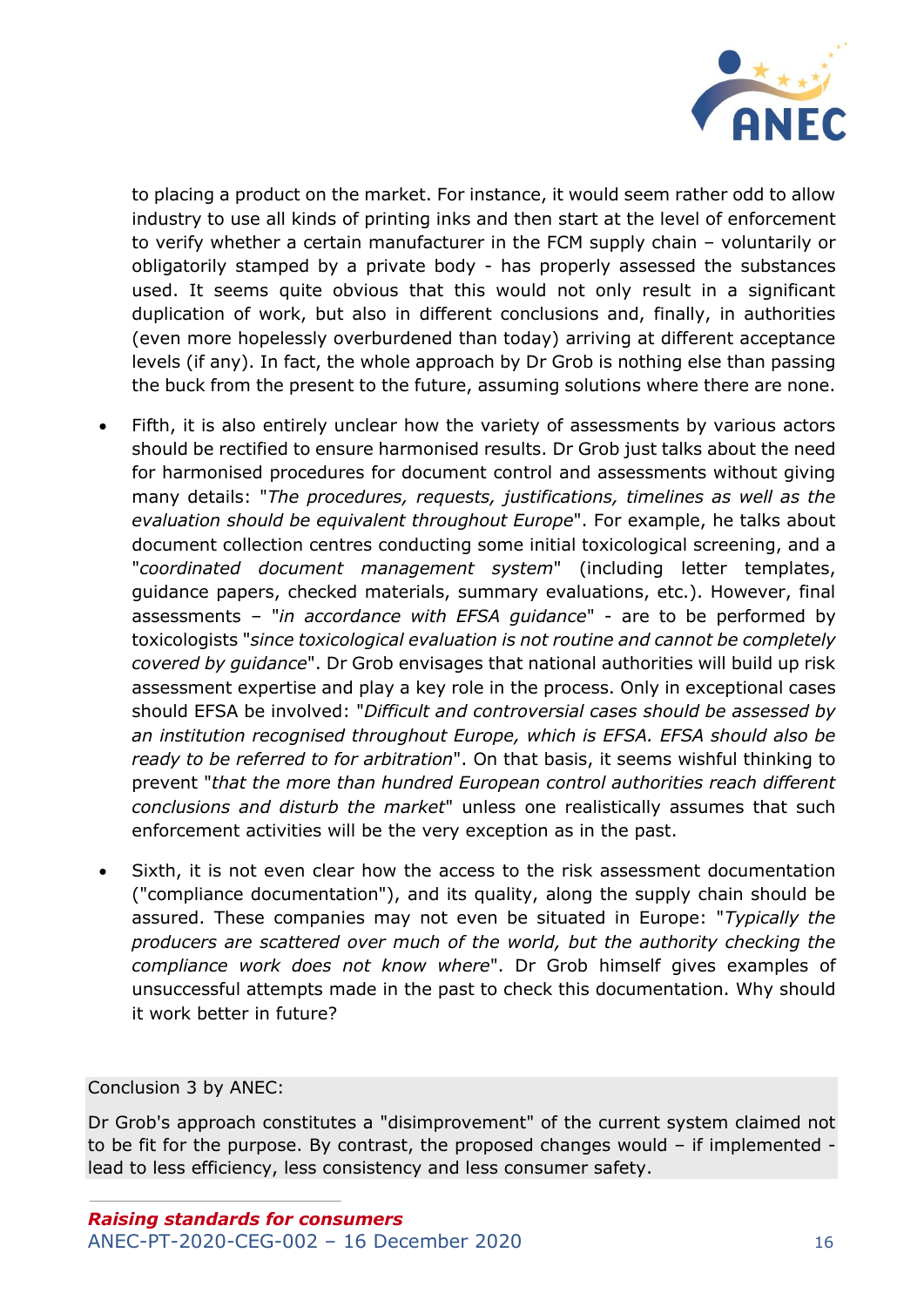to placing a product on the market. For instance, it would seem rather odd to allow industry to use all kinds of printing inks and then start at the level of enforcement to verify whether a certain manufacturer in the FCM supply chain – voluntarily or obligatorily stamped by a private body - has properly assessed the substances used. It seems quite obvious that this would not only result in a significant duplication of work, but also in different conclusions and, finally, in authorities (even more hopelessly overburdened than today) arriving at different acceptance levels (if any). In fact, the whole approach by Dr Grob is nothing else than passing the buck from the present to the future, assuming solutions where there are none.

- Fifth, it is also entirely unclear how the variety of assessments by various actors should be rectified to ensure harmonised results. Dr Grob just talks about the need for harmonised procedures for document control and assessments without giving many details: "*The procedures, requests, justifications, timelines as well as the evaluation should be equivalent throughout Europe*". For example, he talks about document collection centres conducting some initial toxicological screening, and a "*coordinated document management system*" (including letter templates, guidance papers, checked materials, summary evaluations, etc.). However, final assessments – "*in accordance with EFSA guidance*" - are to be performed by toxicologists "*since toxicological evaluation is not routine and cannot be completely covered by guidance*". Dr Grob envisages that national authorities will build up risk assessment expertise and play a key role in the process. Only in exceptional cases should EFSA be involved: "*Difficult and controversial cases should be assessed by an institution recognised throughout Europe, which is EFSA. EFSA should also be ready to be referred to for arbitration*". On that basis, it seems wishful thinking to prevent "*that the more than hundred European control authorities reach different conclusions and disturb the market*" unless one realistically assumes that such enforcement activities will be the very exception as in the past.

- Sixth, it is not even clear how the access to the risk assessment documentation ("compliance documentation"), and its quality, along the supply chain should be assured. These companies may not even be situated in Europe: "*Typically the producers are scattered over much of the world, but the authority checking the compliance work does not know where*". Dr Grob himself gives examples of unsuccessful attempts made in the past to check this documentation. Why should it work better in future?

Conclusion 3 by ANEC:

Dr Grob's approach constitutes a "disimprovement" of the current system claimed not to be fit for the purpose. By contrast, the proposed changes would – if implemented - lead to less efficiency, less consistency and less consumer safety.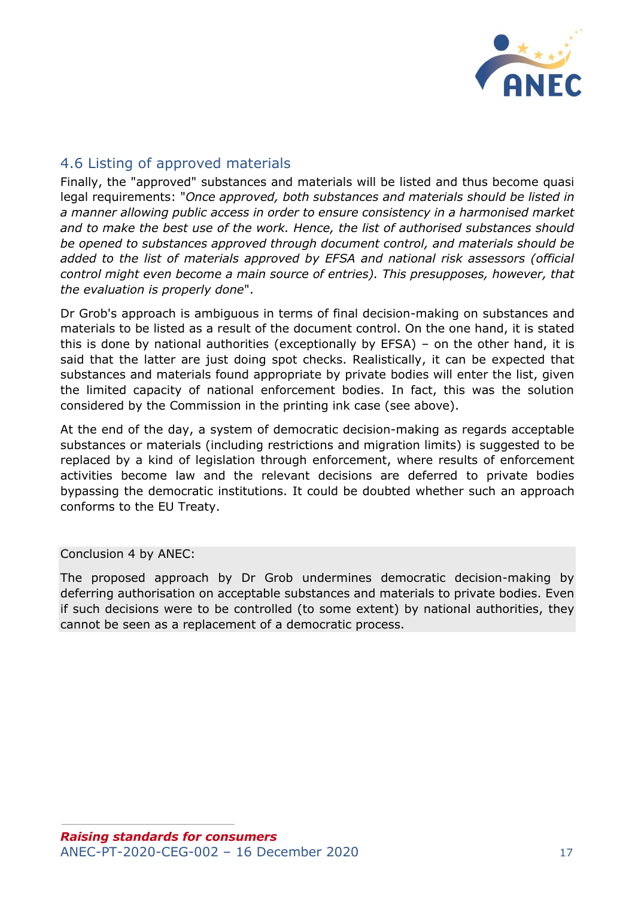## 4.6 Listing of approved materials

Finally, the "approved" substances and materials will be listed and thus become quasi legal requirements: "*Once approved, both substances and materials should be listed in a manner allowing public access in order to ensure consistency in a harmonised market and to make the best use of the work. Hence, the list of authorised substances should be opened to substances approved through document control, and materials should be added to the list of materials approved by EFSA and national risk assessors (official control might even become a main source of entries). This presupposes, however, that the evaluation is properly done*".

Dr Grob's approach is ambiguous in terms of final decision-making on substances and materials to be listed as a result of the document control. On the one hand, it is stated this is done by national authorities (exceptionally by EFSA) – on the other hand, it is said that the latter are just doing spot checks. Realistically, it can be expected that substances and materials found appropriate by private bodies will enter the list, given the limited capacity of national enforcement bodies. In fact, this was the solution considered by the Commission in the printing ink case (see above).

At the end of the day, a system of democratic decision-making as regards acceptable substances or materials (including restrictions and migration limits) is suggested to be replaced by a kind of legislation through enforcement, where results of enforcement activities become law and the relevant decisions are deferred to private bodies bypassing the democratic institutions. It could be doubted whether such an approach conforms to the EU Treaty.

Conclusion 4 by ANEC:

The proposed approach by Dr Grob undermines democratic decision-making by deferring authorisation on acceptable substances and materials to private bodies. Even if such decisions were to be controlled (to some extent) by national authorities, they cannot be seen as a replacement of a democratic process.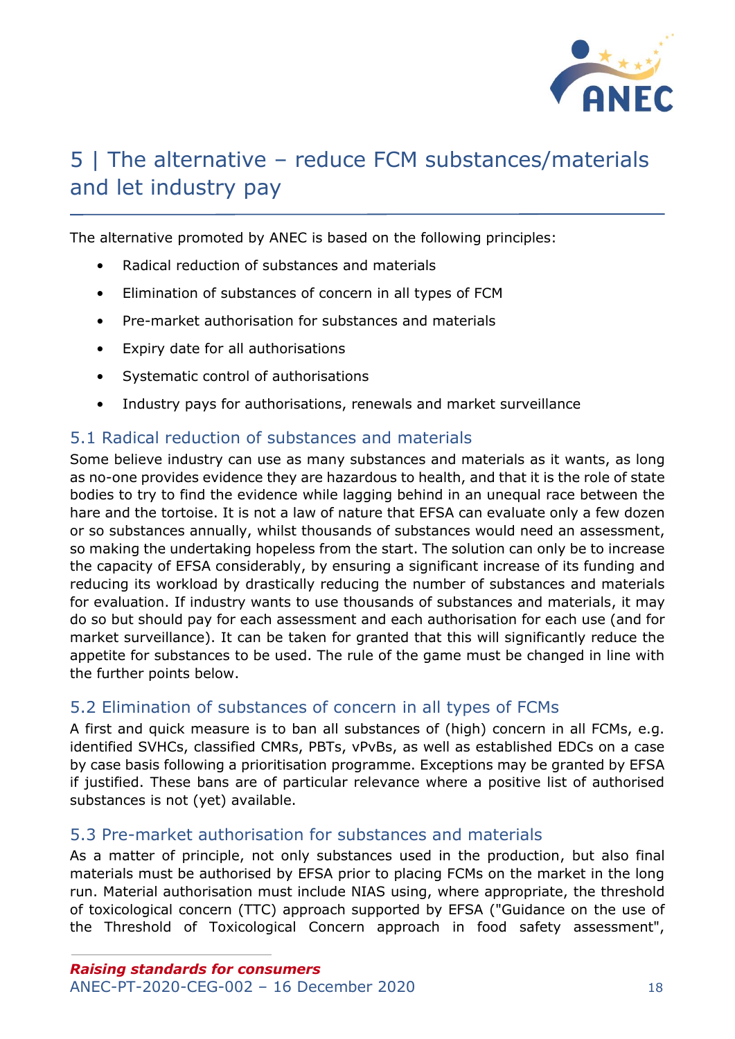## 5 | The alternative – reduce FCM substances/materials and let industry pay

The alternative promoted by ANEC is based on the following principles:

- Radical reduction of substances and materials
- Elimination of substances of concern in all types of FCM
- Pre-market authorisation for substances and materials
- Expiry date for all authorisations
- Systematic control of authorisations
- Industry pays for authorisations, renewals and market surveillance

### 5.1 Radical reduction of substances and materials

Some believe industry can use as many substances and materials as it wants, as long as no-one provides evidence they are hazardous to health, and that it is the role of state bodies to try to find the evidence while lagging behind in an unequal race between the hare and the tortoise. It is not a law of nature that EFSA can evaluate only a few dozen or so substances annually, whilst thousands of substances would need an assessment, so making the undertaking hopeless from the start. The solution can only be to increase the capacity of EFSA considerably, by ensuring a significant increase of its funding and reducing its workload by drastically reducing the number of substances and materials for evaluation. If industry wants to use thousands of substances and materials, it may do so but should pay for each assessment and each authorisation for each use (and for market surveillance). It can be taken for granted that this will significantly reduce the appetite for substances to be used. The rule of the game must be changed in line with the further points below.

### 5.2 Elimination of substances of concern in all types of FCMs

A first and quick measure is to ban all substances of (high) concern in all FCMs, e.g. identified SVHCs, classified CMRs, PBTs, vPvBs, as well as established EDCs on a case by case basis following a prioritisation programme. Exceptions may be granted by EFSA if justified. These bans are of particular relevance where a positive list of authorised substances is not (yet) available.

### 5.3 Pre-market authorisation for substances and materials

As a matter of principle, not only substances used in the production, but also final materials must be authorised by EFSA prior to placing FCMs on the market in the long run. Material authorisation must include NIAS using, where appropriate, the threshold of toxicological concern (TTC) approach supported by EFSA ("Guidance on the use of the Threshold of Toxicological Concern approach in food safety assessment",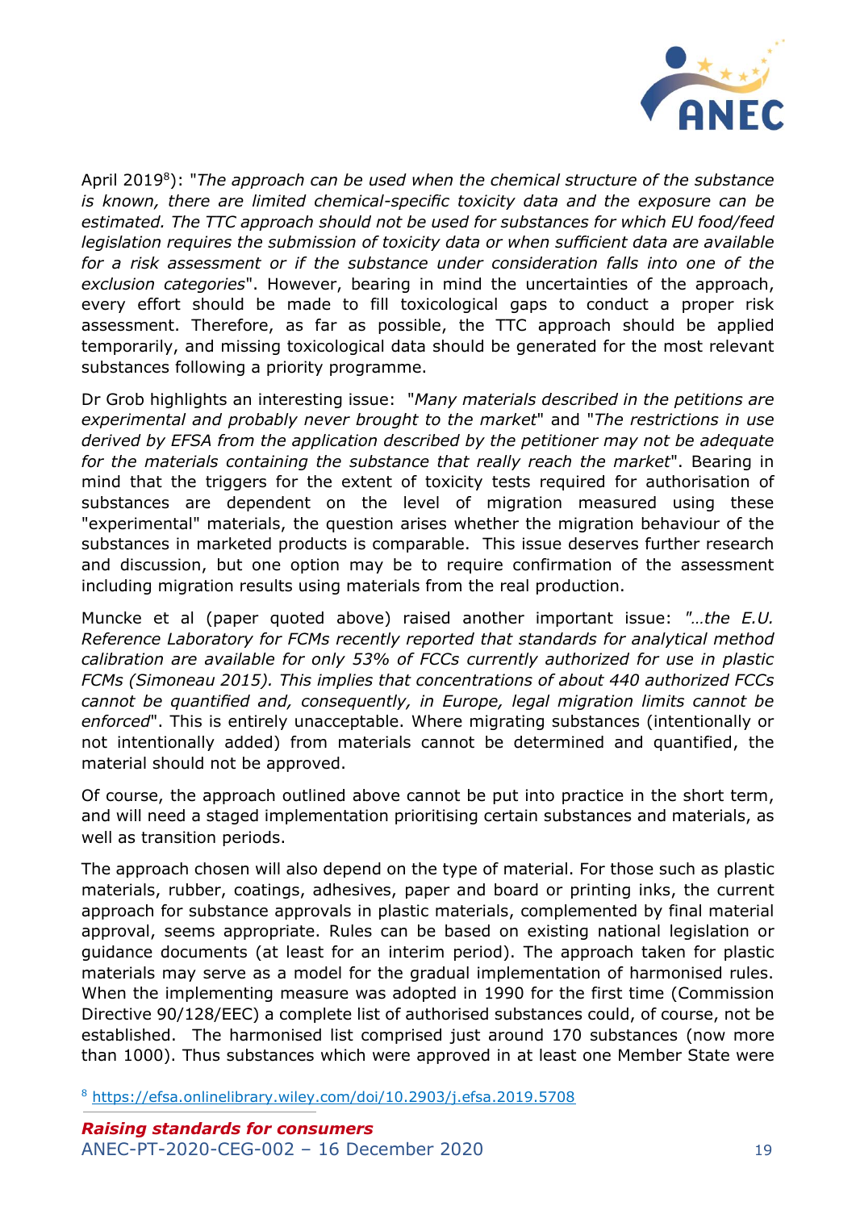April 2019[8]): "*The approach can be used when the chemical structure of the substance is known, there are limited chemical-specific toxicity data and the exposure can be estimated. The TTC approach should not be used for substances for which EU food/feed legislation requires the submission of toxicity data or when sufficient data are available for a risk assessment or if the substance under consideration falls into one of the exclusion categories*". However, bearing in mind the uncertainties of the approach, every effort should be made to fill toxicological gaps to conduct a proper risk assessment. Therefore, as far as possible, the TTC approach should be applied temporarily, and missing toxicological data should be generated for the most relevant substances following a priority programme.

Dr Grob highlights an interesting issue: "*Many materials described in the petitions are experimental and probably never brought to the market*" and "*The restrictions in use derived by EFSA from the application described by the petitioner may not be adequate for the materials containing the substance that really reach the market*". Bearing in mind that the triggers for the extent of toxicity tests required for authorisation of substances are dependent on the level of migration measured using these "experimental" materials, the question arises whether the migration behaviour of the substances in marketed products is comparable. This issue deserves further research and discussion, but one option may be to require confirmation of the assessment including migration results using materials from the real production.

Muncke et al (paper quoted above) raised another important issue: *"…the E.U. Reference Laboratory for FCMs recently reported that standards for analytical method calibration are available for only 53% of FCCs currently authorized for use in plastic FCMs (Simoneau 2015). This implies that concentrations of about 440 authorized FCCs cannot be quantified and, consequently, in Europe, legal migration limits cannot be enforced*". This is entirely unacceptable. Where migrating substances (intentionally or not intentionally added) from materials cannot be determined and quantified, the material should not be approved.

Of course, the approach outlined above cannot be put into practice in the short term, and will need a staged implementation prioritising certain substances and materials, as well as transition periods.

The approach chosen will also depend on the type of material. For those such as plastic materials, rubber, coatings, adhesives, paper and board or printing inks, the current approach for substance approvals in plastic materials, complemented by final material approval, seems appropriate. Rules can be based on existing national legislation or guidance documents (at least for an interim period). The approach taken for plastic materials may serve as a model for the gradual implementation of harmonised rules. When the implementing measure was adopted in 1990 for the first time (Commission Directive 90/128/EEC) a complete list of authorised substances could, of course, not be established. The harmonised list comprised just around 170 substances (now more than 1000). Thus substances which were approved in at least one Member State were

[8] https://efsa.onlinelibrary.wiley.com/doi/10.2903/j.efsa.2019.5708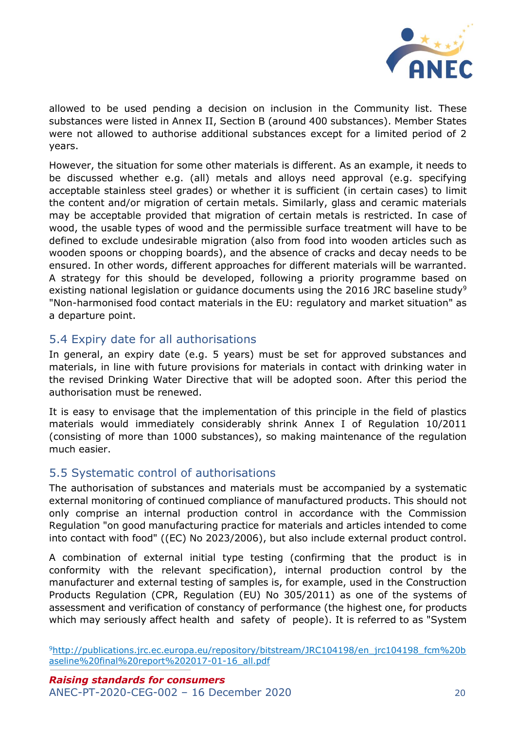allowed to be used pending a decision on inclusion in the Community list. These substances were listed in Annex II, Section B (around 400 substances). Member States were not allowed to authorise additional substances except for a limited period of 2 years.

However, the situation for some other materials is different. As an example, it needs to be discussed whether e.g. (all) metals and alloys need approval (e.g. specifying acceptable stainless steel grades) or whether it is sufficient (in certain cases) to limit the content and/or migration of certain metals. Similarly, glass and ceramic materials may be acceptable provided that migration of certain metals is restricted. In case of wood, the usable types of wood and the permissible surface treatment will have to be defined to exclude undesirable migration (also from food into wooden articles such as wooden spoons or chopping boards), and the absence of cracks and decay needs to be ensured. In other words, different approaches for different materials will be warranted. A strategy for this should be developed, following a priority programme based on existing national legislation or guidance documents using the 2016 JRC baseline study[9] "Non-harmonised food contact materials in the EU: regulatory and market situation" as a departure point.

## 5.4 Expiry date for all authorisations

In general, an expiry date (e.g. 5 years) must be set for approved substances and materials, in line with future provisions for materials in contact with drinking water in the revised Drinking Water Directive that will be adopted soon. After this period the authorisation must be renewed.

It is easy to envisage that the implementation of this principle in the field of plastics materials would immediately considerably shrink Annex I of Regulation 10/2011 (consisting of more than 1000 substances), so making maintenance of the regulation much easier.

## 5.5 Systematic control of authorisations

The authorisation of substances and materials must be accompanied by a systematic external monitoring of continued compliance of manufactured products. This should not only comprise an internal production control in accordance with the Commission Regulation "on good manufacturing practice for materials and articles intended to come into contact with food" ((EC) No 2023/2006), but also include external product control.

A combination of external initial type testing (confirming that the product is in conformity with the relevant specification), internal production control by the manufacturer and external testing of samples is, for example, used in the Construction Products Regulation (CPR, Regulation (EU) No 305/2011) as one of the systems of assessment and verification of constancy of performance (the highest one, for products which may seriously affect health and safety of people). It is referred to as "System

[9] http://publications.jrc.ec.europa.eu/repository/bitstream/JRC104198/en_jrc104198_fcm%20baseline%20final%20report%202017-01-16_all.pdf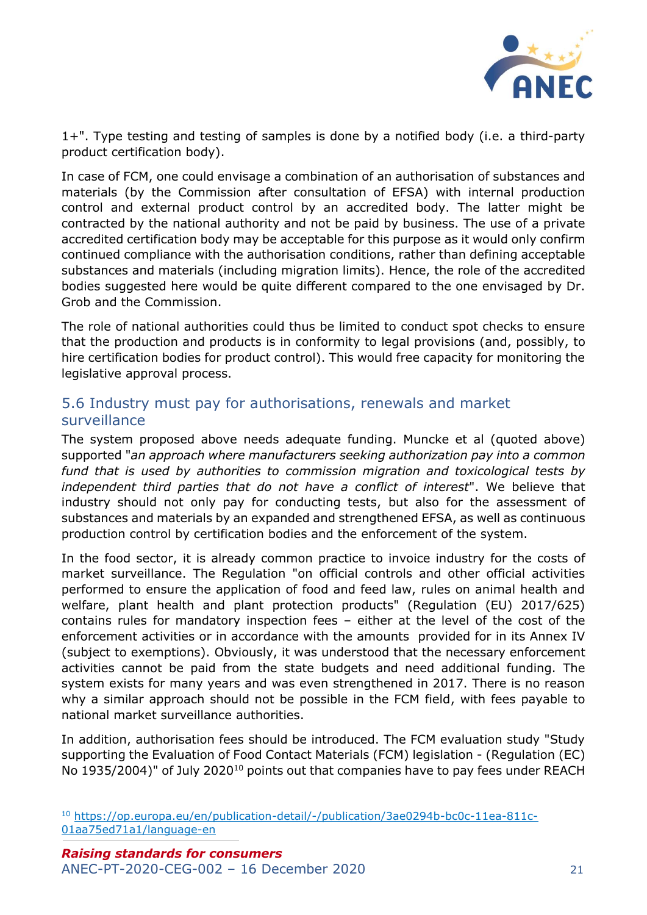1+". Type testing and testing of samples is done by a notified body (i.e. a third-party product certification body).

In case of FCM, one could envisage a combination of an authorisation of substances and materials (by the Commission after consultation of EFSA) with internal production control and external product control by an accredited body. The latter might be contracted by the national authority and not be paid by business. The use of a private accredited certification body may be acceptable for this purpose as it would only confirm continued compliance with the authorisation conditions, rather than defining acceptable substances and materials (including migration limits). Hence, the role of the accredited bodies suggested here would be quite different compared to the one envisaged by Dr. Grob and the Commission.

The role of national authorities could thus be limited to conduct spot checks to ensure that the production and products is in conformity to legal provisions (and, possibly, to hire certification bodies for product control). This would free capacity for monitoring the legislative approval process.

## 5.6 Industry must pay for authorisations, renewals and market surveillance

The system proposed above needs adequate funding. Muncke et al (quoted above) supported "*an approach where manufacturers seeking authorization pay into a common fund that is used by authorities to commission migration and toxicological tests by independent third parties that do not have a conflict of interest*". We believe that industry should not only pay for conducting tests, but also for the assessment of substances and materials by an expanded and strengthened EFSA, as well as continuous production control by certification bodies and the enforcement of the system.

In the food sector, it is already common practice to invoice industry for the costs of market surveillance. The Regulation "on official controls and other official activities performed to ensure the application of food and feed law, rules on animal health and welfare, plant health and plant protection products" (Regulation (EU) 2017/625) contains rules for mandatory inspection fees – either at the level of the cost of the enforcement activities or in accordance with the amounts provided for in its Annex IV (subject to exemptions). Obviously, it was understood that the necessary enforcement activities cannot be paid from the state budgets and need additional funding. The system exists for many years and was even strengthened in 2017. There is no reason why a similar approach should not be possible in the FCM field, with fees payable to national market surveillance authorities.

In addition, authorisation fees should be introduced. The FCM evaluation study "Study supporting the Evaluation of Food Contact Materials (FCM) legislation - (Regulation (EC) No 1935/2004)" of July 2020[10] points out that companies have to pay fees under REACH

[10] https://op.europa.eu/en/publication-detail/-/publication/3ae0294b-bc0c-11ea-811c-01aa75ed71a1/language-en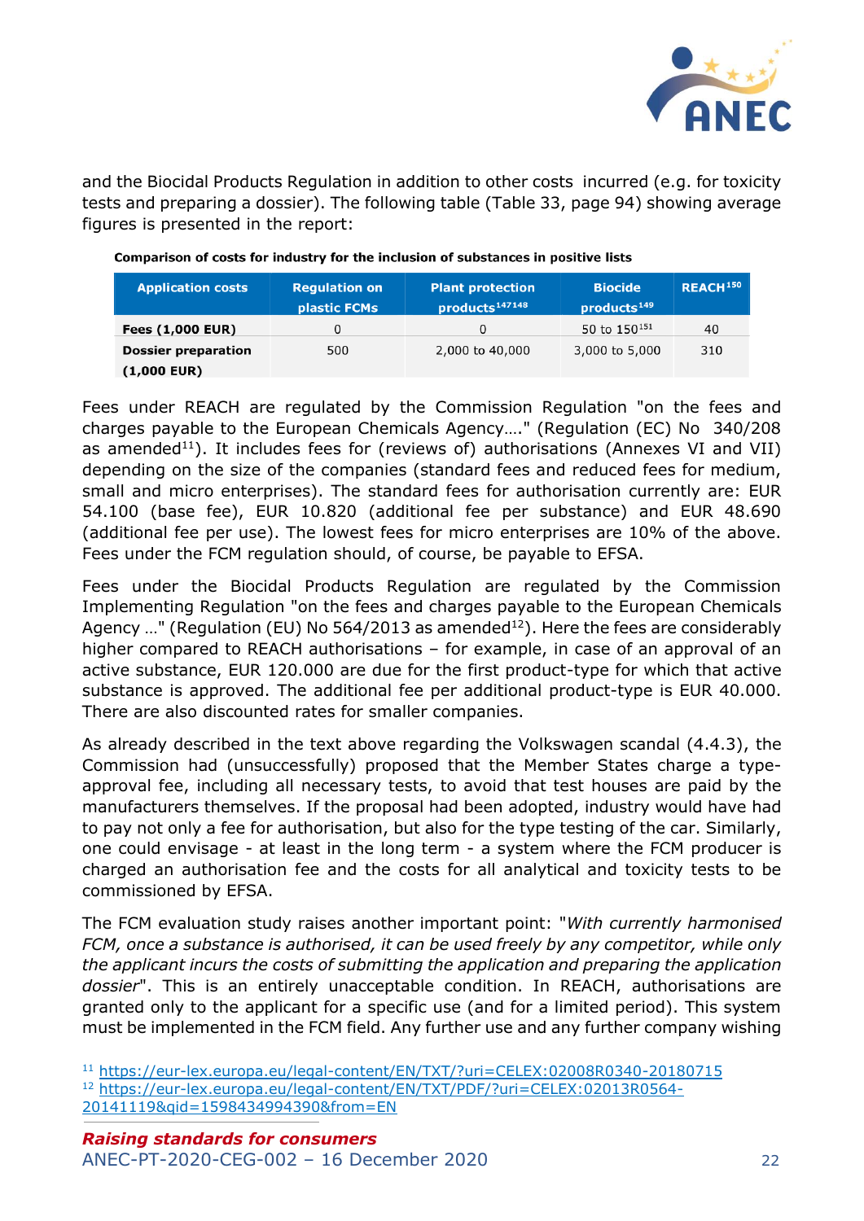and the Biocidal Products Regulation in addition to other costs incurred (e.g. for toxicity tests and preparing a dossier). The following table (Table 33, page 94) showing average figures is presented in the report:

**Comparison of costs for industry for the inclusion of substances in positive lists**

| Application costs | Regulation on plastic FCMs | Plant protection products[147][148] | Biocide products[149] | REACH[150] |
|---|---|---|---|---|
| **Fees (1,000 EUR)** | 0 | 0 | 50 to 150[151] | 40 |
| **Dossier preparation (1,000 EUR)** | 500 | 2,000 to 40,000 | 3,000 to 5,000 | 310 |

Fees under REACH are regulated by the Commission Regulation "on the fees and charges payable to the European Chemicals Agency…." (Regulation (EC) No 340/208 as amended[11]). It includes fees for (reviews of) authorisations (Annexes VI and VII) depending on the size of the companies (standard fees and reduced fees for medium, small and micro enterprises). The standard fees for authorisation currently are: EUR 54.100 (base fee), EUR 10.820 (additional fee per substance) and EUR 48.690 (additional fee per use). The lowest fees for micro enterprises are 10% of the above. Fees under the FCM regulation should, of course, be payable to EFSA.

Fees under the Biocidal Products Regulation are regulated by the Commission Implementing Regulation "on the fees and charges payable to the European Chemicals Agency …" (Regulation (EU) No 564/2013 as amended[12]). Here the fees are considerably higher compared to REACH authorisations – for example, in case of an approval of an active substance, EUR 120.000 are due for the first product-type for which that active substance is approved. The additional fee per additional product-type is EUR 40.000. There are also discounted rates for smaller companies.

As already described in the text above regarding the Volkswagen scandal (4.4.3), the Commission had (unsuccessfully) proposed that the Member States charge a type-approval fee, including all necessary tests, to avoid that test houses are paid by the manufacturers themselves. If the proposal had been adopted, industry would have had to pay not only a fee for authorisation, but also for the type testing of the car. Similarly, one could envisage - at least in the long term - a system where the FCM producer is charged an authorisation fee and the costs for all analytical and toxicity tests to be commissioned by EFSA.

The FCM evaluation study raises another important point: "*With currently harmonised FCM, once a substance is authorised, it can be used freely by any competitor, while only the applicant incurs the costs of submitting the application and preparing the application dossier*". This is an entirely unacceptable condition. In REACH, authorisations are granted only to the applicant for a specific use (and for a limited period). This system must be implemented in the FCM field. Any further use and any further company wishing

[11] https://eur-lex.europa.eu/legal-content/EN/TXT/?uri=CELEX:02008R0340-20180715

[12] https://eur-lex.europa.eu/legal-content/EN/TXT/PDF/?uri=CELEX:02013R0564-20141119&qid=1598434994390&from=EN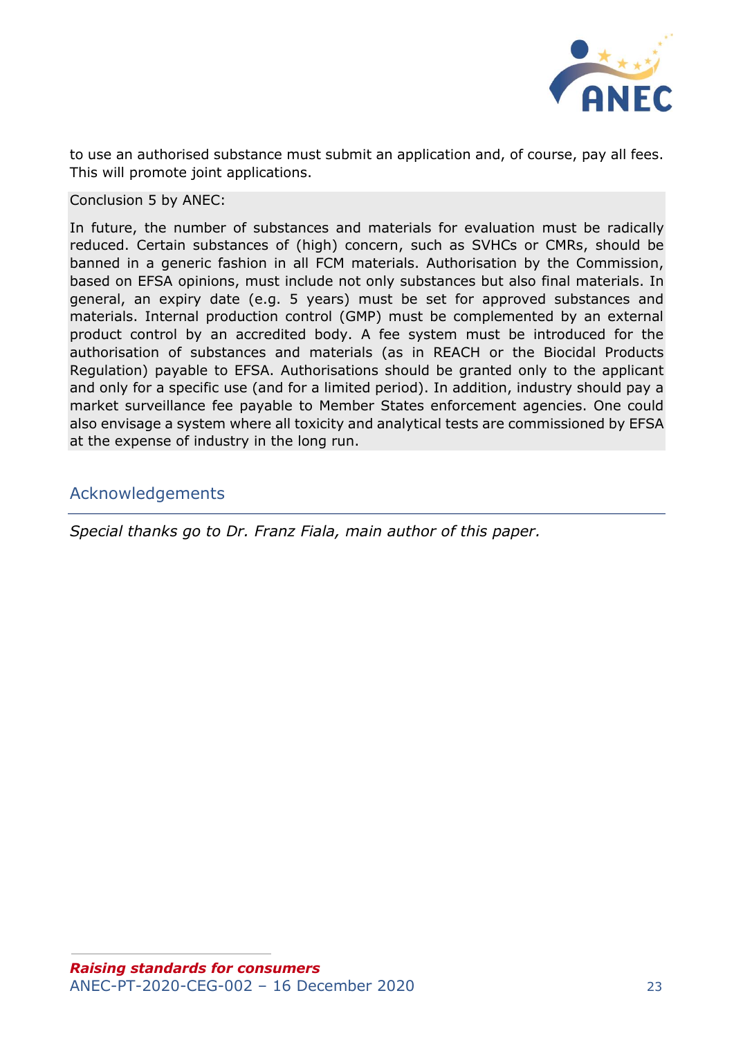to use an authorised substance must submit an application and, of course, pay all fees. This will promote joint applications.

Conclusion 5 by ANEC:

In future, the number of substances and materials for evaluation must be radically reduced. Certain substances of (high) concern, such as SVHCs or CMRs, should be banned in a generic fashion in all FCM materials. Authorisation by the Commission, based on EFSA opinions, must include not only substances but also final materials. In general, an expiry date (e.g. 5 years) must be set for approved substances and materials. Internal production control (GMP) must be complemented by an external product control by an accredited body. A fee system must be introduced for the authorisation of substances and materials (as in REACH or the Biocidal Products Regulation) payable to EFSA. Authorisations should be granted only to the applicant and only for a specific use (and for a limited period). In addition, industry should pay a market surveillance fee payable to Member States enforcement agencies. One could also envisage a system where all toxicity and analytical tests are commissioned by EFSA at the expense of industry in the long run.

## Acknowledgements

*Special thanks go to Dr. Franz Fiala, main author of this paper.*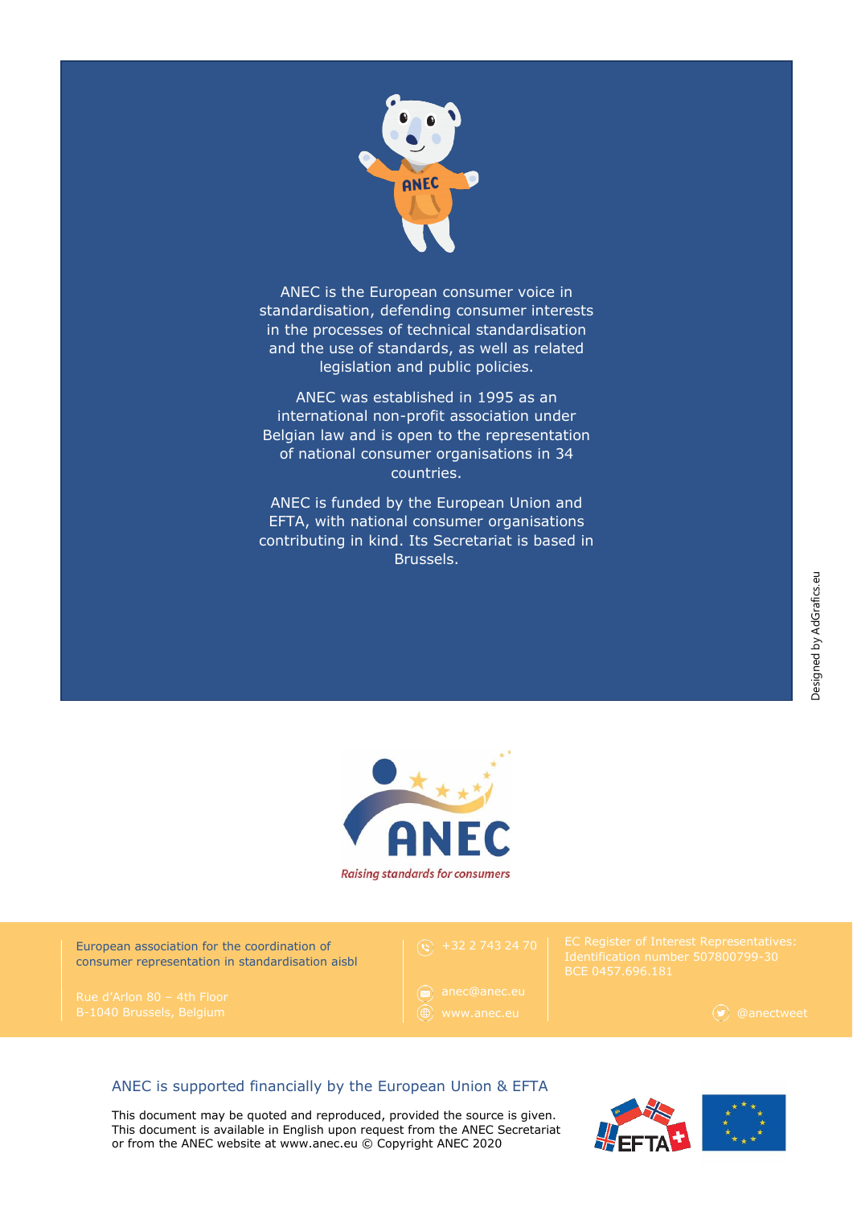ANEC is the European consumer voice in standardisation, defending consumer interests in the processes of technical standardisation and the use of standards, as well as related legislation and public policies.

ANEC was established in 1995 as an international non-profit association under Belgian law and is open to the representation of national consumer organisations in 34 countries.

ANEC is funded by the European Union and EFTA, with national consumer organisations contributing in kind. Its Secretariat is based in Brussels.

Designed by AdGrafics.eu

ANEC

*Raising standards for consumers*

European association for the coordination of consumer representation in standardisation aisbl

Rue d'Arlon 80 – 4th Floor
B-1040 Brussels, Belgium

+32 2 743 24 70

anec@anec.eu
www.anec.eu

EC Register of Interest Representatives:
Identification number 507800799-30
BCE 0457.696.181

@anectweet

ANEC is supported financially by the European Union & EFTA

This document may be quoted and reproduced, provided the source is given.
This document is available in English upon request from the ANEC Secretariat or from the ANEC website at www.anec.eu © Copyright ANEC 2020